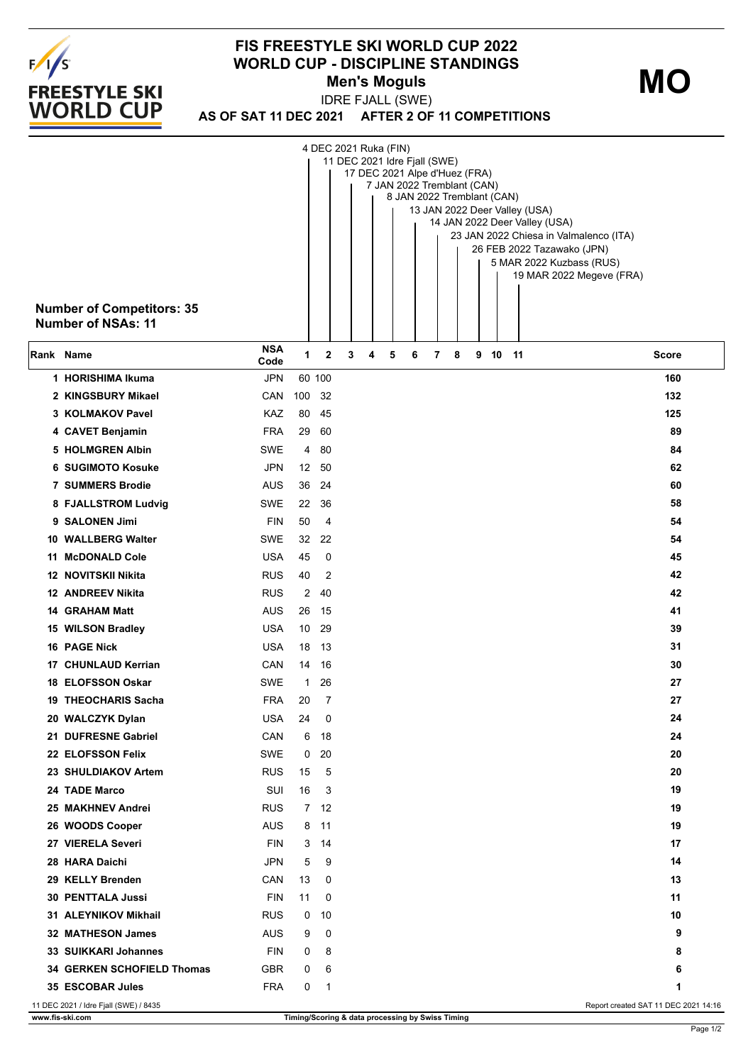# FIS FREESTYLE SKI WORLD CUP 2022
## WORLD CUP - DISCIPLINE STANDINGS
### Men's Moguls

**MO**

IDRE FJALL (SWE)

**AS OF SAT 11 DEC 2021 AFTER 2 OF 11 COMPETITIONS**

1. 4 DEC 2021 Ruka (FIN)
2. 11 DEC 2021 Idre Fjall (SWE)
3. 17 DEC 2021 Alpe d'Huez (FRA)
4. 7 JAN 2022 Tremblant (CAN)
5. 8 JAN 2022 Tremblant (CAN)
6. 13 JAN 2022 Deer Valley (USA)
7. 14 JAN 2022 Deer Valley (USA)
8. 23 JAN 2022 Chiesa in Valmalenco (ITA)
9. 26 FEB 2022 Tazawako (JPN)
10. 5 MAR 2022 Kuzbass (RUS)
11. 19 MAR 2022 Megeve (FRA)

**Number of Competitors: 35**
**Number of NSAs: 11**

| Rank | Name | NSA Code | 1 | 2 | 3 | 4 | 5 | 6 | 7 | 8 | 9 | 10 | 11 | Score |
|---|---|---|---|---|---|---|---|---|---|---|---|---|---|---|
| 1 | HORISHIMA Ikuma | JPN | 60 | 100 | | | | | | | | | | 160 |
| 2 | KINGSBURY Mikael | CAN | 100 | 32 | | | | | | | | | | 132 |
| 3 | KOLMAKOV Pavel | KAZ | 80 | 45 | | | | | | | | | | 125 |
| 4 | CAVET Benjamin | FRA | 29 | 60 | | | | | | | | | | 89 |
| 5 | HOLMGREN Albin | SWE | 4 | 80 | | | | | | | | | | 84 |
| 6 | SUGIMOTO Kosuke | JPN | 12 | 50 | | | | | | | | | | 62 |
| 7 | SUMMERS Brodie | AUS | 36 | 24 | | | | | | | | | | 60 |
| 8 | FJALLSTROM Ludvig | SWE | 22 | 36 | | | | | | | | | | 58 |
| 9 | SALONEN Jimi | FIN | 50 | 4 | | | | | | | | | | 54 |
| 10 | WALLBERG Walter | SWE | 32 | 22 | | | | | | | | | | 54 |
| 11 | McDONALD Cole | USA | 45 | 0 | | | | | | | | | | 45 |
| 12 | NOVITSKII Nikita | RUS | 40 | 2 | | | | | | | | | | 42 |
| 12 | ANDREEV Nikita | RUS | 2 | 40 | | | | | | | | | | 42 |
| 14 | GRAHAM Matt | AUS | 26 | 15 | | | | | | | | | | 41 |
| 15 | WILSON Bradley | USA | 10 | 29 | | | | | | | | | | 39 |
| 16 | PAGE Nick | USA | 18 | 13 | | | | | | | | | | 31 |
| 17 | CHUNLAUD Kerrian | CAN | 14 | 16 | | | | | | | | | | 30 |
| 18 | ELOFSSON Oskar | SWE | 1 | 26 | | | | | | | | | | 27 |
| 19 | THEOCHARIS Sacha | FRA | 20 | 7 | | | | | | | | | | 27 |
| 20 | WALCZYK Dylan | USA | 24 | 0 | | | | | | | | | | 24 |
| 21 | DUFRESNE Gabriel | CAN | 6 | 18 | | | | | | | | | | 24 |
| 22 | ELOFSSON Felix | SWE | 0 | 20 | | | | | | | | | | 20 |
| 23 | SHULDIAKOV Artem | RUS | 15 | 5 | | | | | | | | | | 20 |
| 24 | TADE Marco | SUI | 16 | 3 | | | | | | | | | | 19 |
| 25 | MAKHNEV Andrei | RUS | 7 | 12 | | | | | | | | | | 19 |
| 26 | WOODS Cooper | AUS | 8 | 11 | | | | | | | | | | 19 |
| 27 | VIERELA Severi | FIN | 3 | 14 | | | | | | | | | | 17 |
| 28 | HARA Daichi | JPN | 5 | 9 | | | | | | | | | | 14 |
| 29 | KELLY Brenden | CAN | 13 | 0 | | | | | | | | | | 13 |
| 30 | PENTTALA Jussi | FIN | 11 | 0 | | | | | | | | | | 11 |
| 31 | ALEYNIKOV Mikhail | RUS | 0 | 10 | | | | | | | | | | 10 |
| 32 | MATHESON James | AUS | 9 | 0 | | | | | | | | | | 9 |
| 33 | SUIKKARI Johannes | FIN | 0 | 8 | | | | | | | | | | 8 |
| 34 | GERKEN SCHOFIELD Thomas | GBR | 0 | 6 | | | | | | | | | | 6 |
| 35 | ESCOBAR Jules | FRA | 0 | 1 | | | | | | | | | | 1 |

11 DEC 2021 / Idre Fjall (SWE) / 8435

Report created SAT 11 DEC 2021 14:16

www.fis-ski.com

Timing/Scoring & data processing by Swiss Timing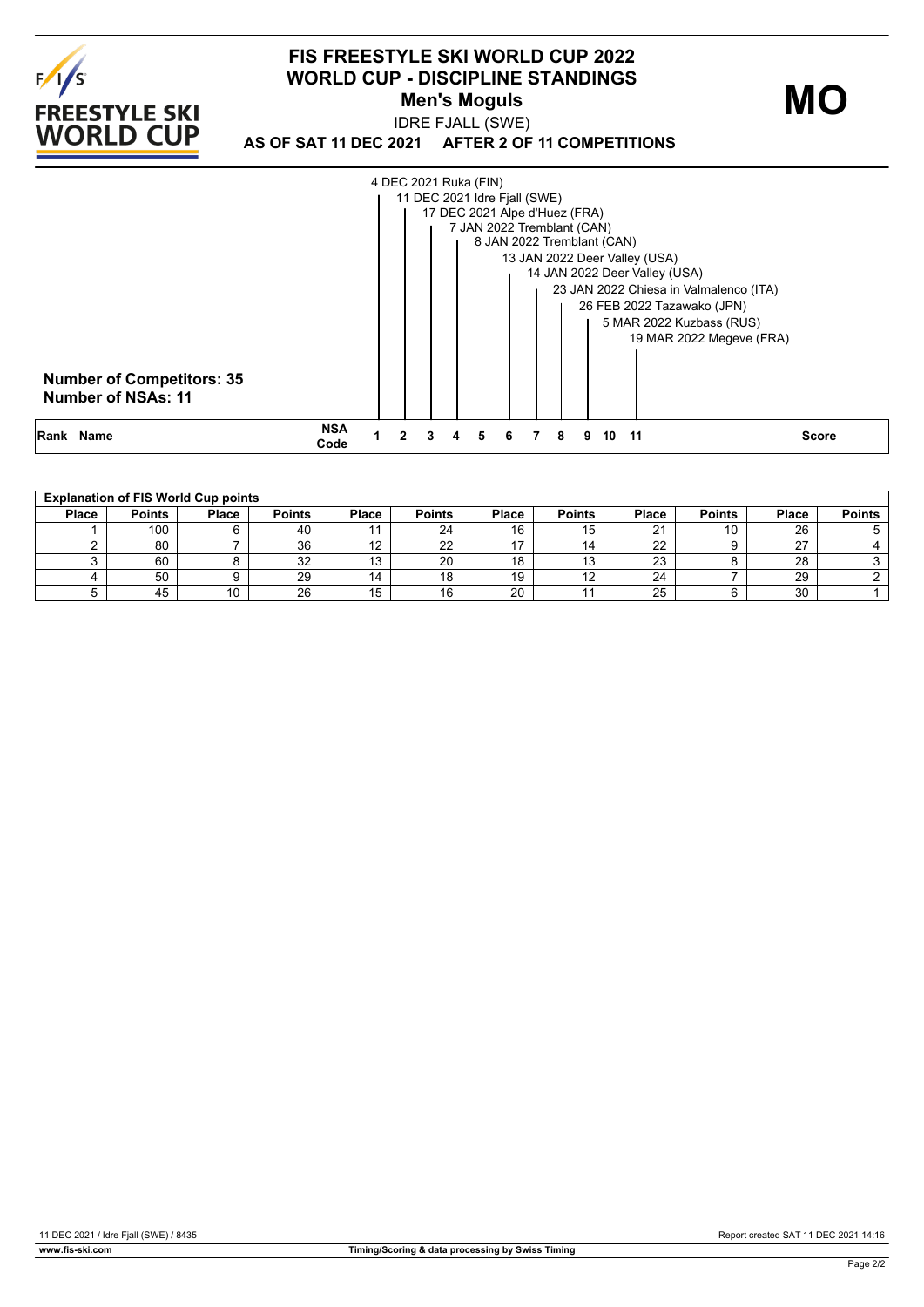# FIS FREESTYLE SKI WORLD CUP 2022
## WORLD CUP - DISCIPLINE STANDINGS
### Men's Moguls

**MO**

IDRE FJALL (SWE)

**AS OF SAT 11 DEC 2021 AFTER 2 OF 11 COMPETITIONS**

1. 4 DEC 2021 Ruka (FIN)
2. 11 DEC 2021 Idre Fjall (SWE)
3. 17 DEC 2021 Alpe d'Huez (FRA)
4. 7 JAN 2022 Tremblant (CAN)
5. 8 JAN 2022 Tremblant (CAN)
6. 13 JAN 2022 Deer Valley (USA)
7. 14 JAN 2022 Deer Valley (USA)
8. 23 JAN 2022 Chiesa in Valmalenco (ITA)
9. 26 FEB 2022 Tazawako (JPN)
10. 5 MAR 2022 Kuzbass (RUS)
11. 19 MAR 2022 Megeve (FRA)

**Number of Competitors: 35**
**Number of NSAs: 11**

| Rank | Name | NSA Code | 1 | 2 | 3 | 4 | 5 | 6 | 7 | 8 | 9 | 10 | 11 | Score |
|---|---|---|---|---|---|---|---|---|---|---|---|---|---|---|

**Explanation of FIS World Cup points**

| Place | Points | Place | Points | Place | Points | Place | Points | Place | Points | Place | Points |
|---|---|---|---|---|---|---|---|---|---|---|---|
| 1 | 100 | 6 | 40 | 11 | 24 | 16 | 15 | 21 | 10 | 26 | 5 |
| 2 | 80 | 7 | 36 | 12 | 22 | 17 | 14 | 22 | 9 | 27 | 4 |
| 3 | 60 | 8 | 32 | 13 | 20 | 18 | 13 | 23 | 8 | 28 | 3 |
| 4 | 50 | 9 | 29 | 14 | 18 | 19 | 12 | 24 | 7 | 29 | 2 |
| 5 | 45 | 10 | 26 | 15 | 16 | 20 | 11 | 25 | 6 | 30 | 1 |

11 DEC 2021 / Idre Fjall (SWE) / 8435

Report created SAT 11 DEC 2021 14:16

www.fis-ski.com

Timing/Scoring & data processing by Swiss Timing